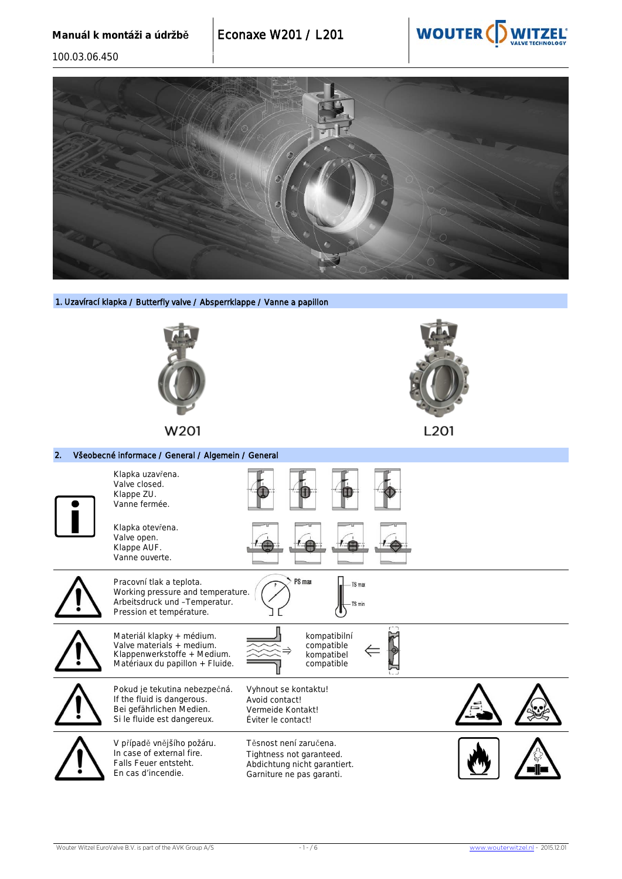# Manuál k montáži a údržbě

100.03.06.450

# Econaxe W201 / L201

## 1. Uzavírací klapka / Butterfly valve / Absperrklappe / Vanne a papillon

W201

L201

## 2. Všeobecné informace / General / Algemein / General

Klapka uzavřena.
Valve closed.
Klappe ZU.
Vanne fermée.

Klapka otevřena.
Valve open.
Klappe AUF.
Vanne ouverte.

---

Pracovní tlak a teplota.
Working pressure and temperature.
Arbeitsdruck und –Temperatur.
Pression et température.

PS max

TS max

TS min

---

Materiál klapky + médium.
Valve materials + medium.
Klappenwerkstoffe + Medium.
Matériaux du papillon + Fluide.

kompatibilní
compatible
kompatibel
compatible

---

Pokud je tekutina nebezpečná.
If the fluid is dangerous.
Bei gefährlichen Medien.
Si le fluide est dangereux.

Vyhnout se kontaktu!
Avoid contact!
Vermeide Kontakt!
Éviter le contact!

---

V případě vnějšího požáru.
In case of external fire.
Falls Feuer entsteht.
En cas d'incendie.

Těsnost není zaručena.
Tightness not garanteed.
Abdichtung nicht garantiert.
Garniture ne pas garanti.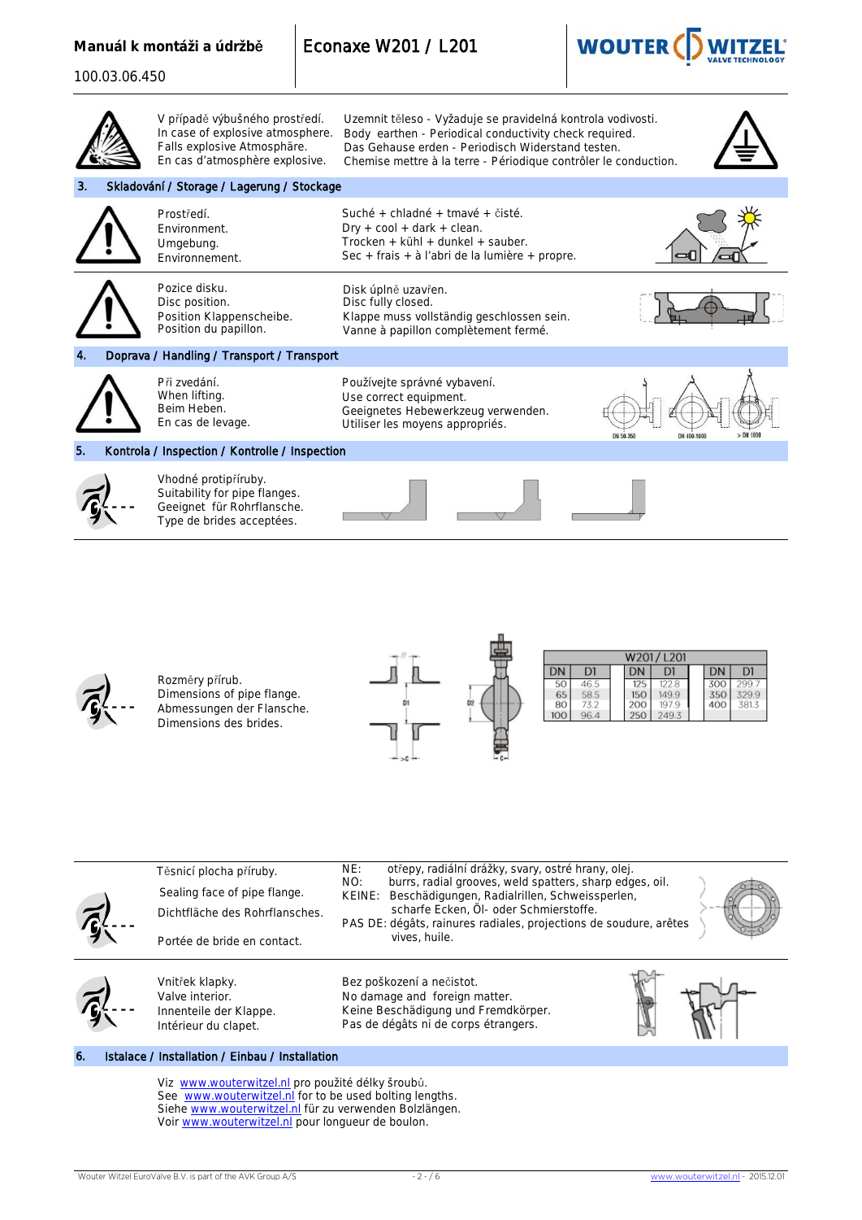V případě výbušného prostředí.
In case of explosive atmosphere.
Falls explosive Atmosphäre.
En cas d'atmosphère explosive.

Uzemnit těleso - Vyžaduje se pravidelná kontrola vodivosti.
Body earthen - Periodical conductivity check required.
Das Gehause erden - Periodisch Widerstand testen.
Chemise mettre à la terre - Périodique contrôler le conduction.

## 3. Skladování / Storage / Lagerung / Stockage

Prostředí.
Environment.
Umgebung.
Environnement.

Suché + chladné + tmavé + čisté.
Dry + cool + dark + clean.
Trocken + kühl + dunkel + sauber.
Sec + frais + à l'abri de la lumière + propre.

Pozice disku.
Disc position.
Position Klappenscheibe.
Position du papillon.

Disk úplně uzavřen.
Disc fully closed.
Klappe muss vollständig geschlossen sein.
Vanne à papillon complètement fermé.

## 4. Doprava / Handling / Transport / Transport

Při zvedání.
When lifting.
Beim Heben.
En cas de levage.

Používejte správné vybavení.
Use correct equipment.
Geeignetes Hebewerkzeug verwenden.
Utiliser les moyens appropriés.

DN 50-350 | DN 400-1000 | > DN 1000

## 5. Kontrola / Inspection / Kontrolle / Inspection

Vhodné protipříruby.
Suitability for pipe flanges.
Geeignet für Rohrflansche.
Type de brides acceptées.

Rozměry přírub.
Dimensions of pipe flange.
Abmessungen der Flansche.
Dimensions des brides.

| W201 / L201 | | | | | |
|---|---|---|---|---|---|
| DN | D1 | DN | D1 | DN | D1 |
| 50 | 46.5 | 125 | 122.8 | 300 | 299.7 |
| 65 | 58.5 | 150 | 149.9 | 350 | 329.9 |
| 80 | 73.2 | 200 | 197.9 | 400 | 381.3 |
| 100 | 96.4 | 250 | 249.3 | | |

Těsnicí plocha příruby.
Sealing face of pipe flange.
Dichtfläche des Rohrflansches.
Portée de bride en contact.

NE: otřepy, radiální drážky, svary, ostré hrany, olej.
NO: burrs, radial grooves, weld spatters, sharp edges, oil.
KEINE: Beschädigungen, Radialrillen, Schweissperlen, scharfe Ecken, Öl- oder Schmierstoffe.
PAS DE: dégâts, rainures radiales, projections de soudure, arêtes vives, huile.

Vnitřek klapky.
Valve interior.
Innenteile der Klappe.
Intérieur du clapet.

Bez poškození a nečistot.
No damage and foreign matter.
Keine Beschädigung und Fremdkörper.
Pas de dégâts ni de corps étrangers.

## 6. Istalace / Installation / Einbau / Installation

Viz www.wouterwitzel.nl pro použité délky šroubů.
See www.wouterwitzel.nl for to be used bolting lengths.
Siehe www.wouterwitzel.nl für zu verwenden Bolzlängen.
Voir www.wouterwitzel.nl pour longueur de boulon.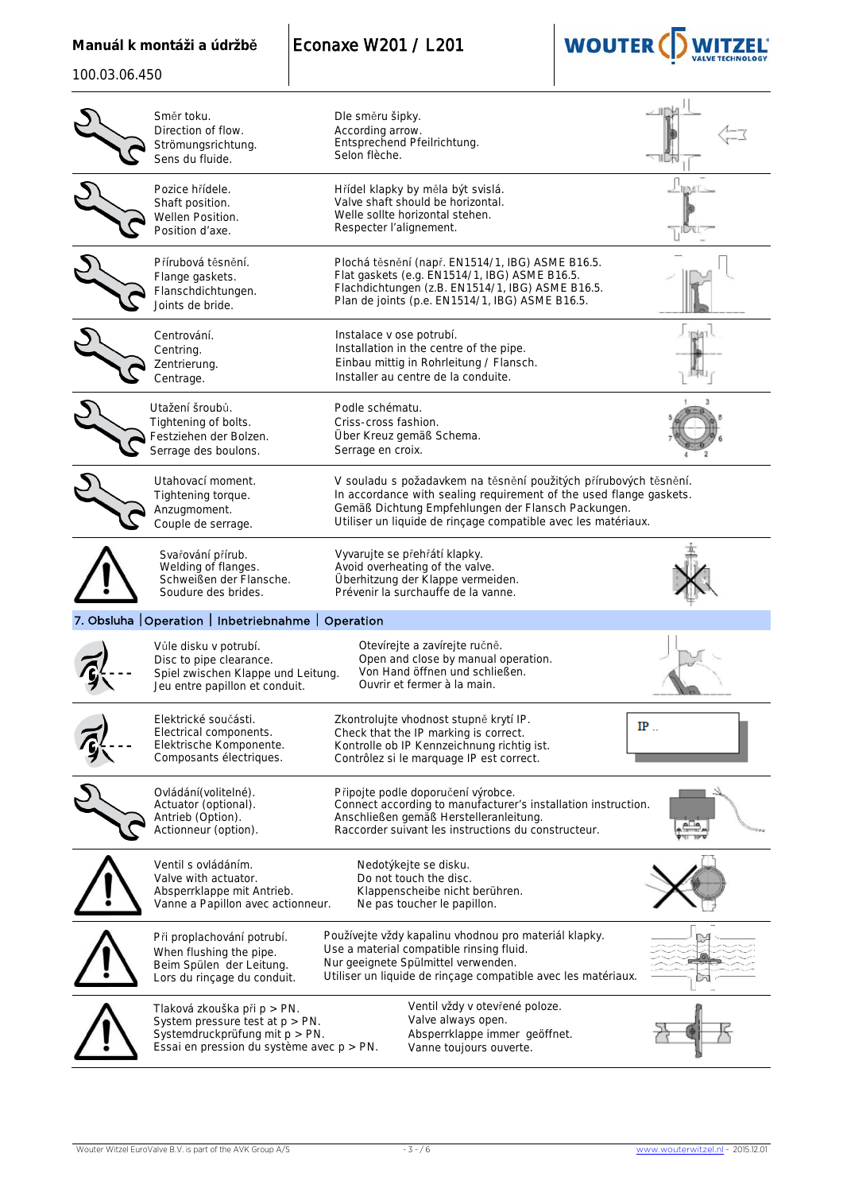| | | |
|---|---|---|
| Směr toku.<br>Direction of flow.<br>Strömungsrichtung.<br>Sens du fluide. | Dle směru šipky.<br>According arrow.<br>Entsprechend Pfeilrichtung.<br>Selon flèche. | |
| Pozice hřídele.<br>Shaft position.<br>Wellen Position.<br>Position d'axe. | Hřídel klapky by měla být svislá.<br>Valve shaft should be horizontal.<br>Welle sollte horizontal stehen.<br>Respecter l'alignement. | |
| Přírubová těsnění.<br>Flange gaskets.<br>Flanschdichtungen.<br>Joints de bride. | Plochá těsnění (např. EN1514/1, IBG) ASME B16.5.<br>Flat gaskets (e.g. EN1514/1, IBG) ASME B16.5.<br>Flachdichtungen (z.B. EN1514/1, IBG) ASME B16.5.<br>Plan de joints (p.e. EN1514/1, IBG) ASME B16.5. | |
| Centrování.<br>Centring.<br>Zentrierung.<br>Centrage. | Instalace v ose potrubí.<br>Installation in the centre of the pipe.<br>Einbau mittig in Rohrleitung / Flansch.<br>Installer au centre de la conduite. | |
| Utažení šroubů.<br>Tightening of bolts.<br>Festziehen der Bolzen.<br>Serrage des boulons. | Podle schématu.<br>Criss-cross fashion.<br>Über Kreuz gemäß Schema.<br>Serrage en croix. | |
| Utahovací moment.<br>Tightening torque.<br>Anzugmoment.<br>Couple de serrage. | V souladu s požadavkem na těsnění použitých přírubových těsnění.<br>In accordance with sealing requirement of the used flange gaskets.<br>Gemäß Dichtung Empfehlungen der Flansch Packungen.<br>Utiliser un liquide de rinçage compatible avec les matériaux. | |
| Svařování přírub.<br>Welding of flanges.<br>Schweißen der Flansche.<br>Soudure des brides. | Vyvarujte se přehřátí klapky.<br>Avoid overheating of the valve.<br>Überhitzung der Klappe vermeiden.<br>Prévenir la surchauffe de la vanne. | |

## 7. Obsluha | Operation | Inbetriebnahme | Operation

| | | |
|---|---|---|
| Vůle disku v potrubí.<br>Disc to pipe clearance.<br>Spiel zwischen Klappe und Leitung.<br>Jeu entre papillon et conduit. | Otevírejte a zavírejte ručně.<br>Open and close by manual operation.<br>Von Hand öffnen und schließen.<br>Ouvrir et fermer à la main. | |
| Elektrické součásti.<br>Electrical components.<br>Elektrische Komponente.<br>Composants électriques. | Zkontrolujte vhodnost stupně krytí IP.<br>Check that the IP marking is correct.<br>Kontrolle ob IP Kennzeichnung richtig ist.<br>Contrôlez si le marquage IP est correct. | IP .. |
| Ovládání(volitelné).<br>Actuator (optional).<br>Antrieb (Option).<br>Actionneur (option). | Připojte podle doporučení výrobce.<br>Connect according to manufacturer's installation instruction.<br>Anschließen gemäß Herstelleranleitung.<br>Raccorder suivant les instructions du constructeur. | |
| Ventil s ovládáním.<br>Valve with actuator.<br>Absperrklappe mit Antrieb.<br>Vanne a Papillon avec actionneur. | Nedotýkejte se disku.<br>Do not touch the disc.<br>Klappenscheibe nicht berühren.<br>Ne pas toucher le papillon. | |
| Při proplachování potrubí.<br>When flushing the pipe.<br>Beim Spülen der Leitung.<br>Lors du rinçage du conduit. | Používejte vždy kapalinu vhodnou pro materiál klapky.<br>Use a material compatible rinsing fluid.<br>Nur geeignete Spülmittel verwenden.<br>Utiliser un liquide de rinçage compatible avec les matériaux. | |
| Tlaková zkouška při p > PN.<br>System pressure test at p > PN.<br>Systemdruckprüfung mit p > PN.<br>Essai en pression du système avec p > PN. | Ventil vždy v otevřené poloze.<br>Valve always open.<br>Absperrklappe immer geöffnet.<br>Vanne toujours ouverte. | |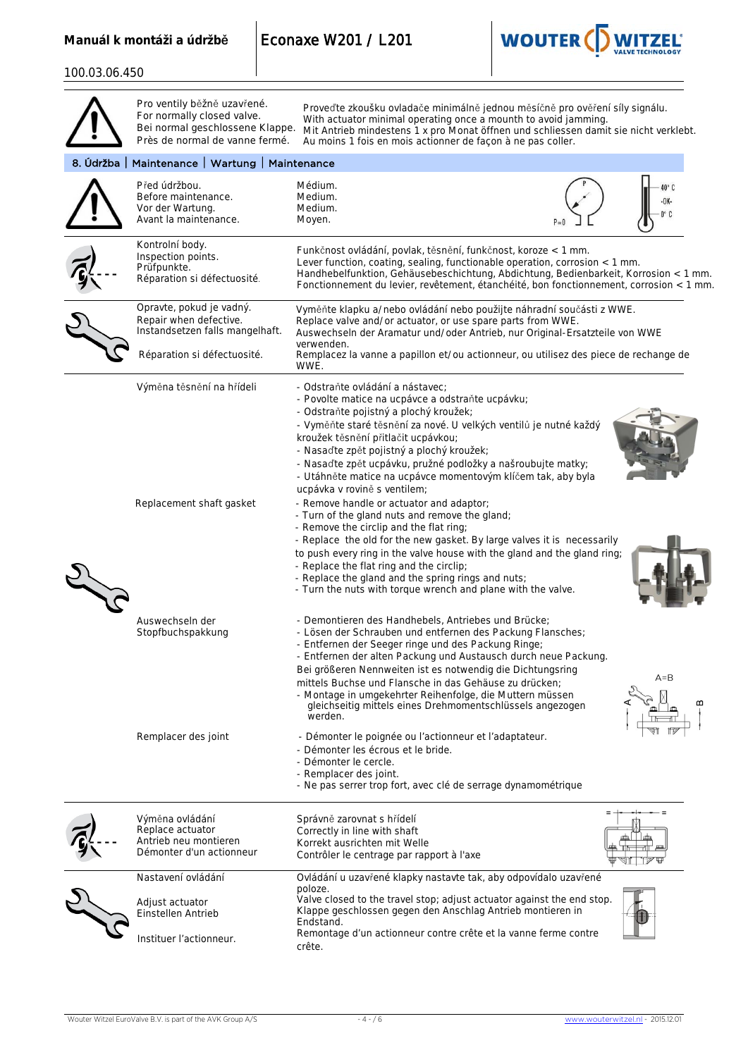Pro ventily běžně uzavřené.
For normally closed valve.
Bei normal geschlossene Klappe.
Près de normal de vanne fermé.

Proveďte zkoušku ovladače minimálně jednou měsíčně pro ověření síly signálu.
With actuator minimal operating once a mounth to avoid jamming.
Mit Antrieb mindestens 1 x pro Monat öffnen und schliessen damit sie nicht verklebt.
Au moins 1 fois en mois actionner de façon à ne pas coller.

## 8. Údržba | Maintenance | Wartung | Maintenance

Před údržbou.
Before maintenance.
Vor der Wartung.
Avant la maintenance.

Médium.
Medium.
Medium.
Moyen.

P=0 | 40° C -OK- 0° C

---

Kontrolní body.
Inspection points.
Prüfpunkte.
Réparation si défectuosité.

Funkčnost ovládání, povlak, těsnění, funkčnost, koroze < 1 mm.
Lever function, coating, sealing, functionable operation, corrosion < 1 mm.
Handhebelfunktion, Gehäusebeschichtung, Abdichtung, Bedienbarkeit, Korrosion < 1 mm.
Fonctionnement du levier, revêtement, étanchéité, bon fonctionnement, corrosion < 1 mm.

---

Opravte, pokud je vadný.
Repair when defective.
Instandsetzen falls mangelhaft.

Réparation si défectuosité.

Vyměňte klapku a/nebo ovládání nebo použijte náhradní součásti z WWE.
Replace valve and/or actuator, or use spare parts from WWE.
Auswechseln der Aramatur und/oder Antrieb, nur Original-Ersatzteile von WWE verwenden.
Remplacez la vanne a papillon et/ou actionneur, ou utilisez des piece de rechange de WWE.

---

### Výměna těsnění na hřídeli

- Odstraňte ovládání a nástavec;
- Povolte matice na ucpávce a odstraňte ucpávku;
- Odstraňte pojistný a plochý kroužek;
- Vyměňte staré těsnění za nové. U velkých ventilů je nutné každý kroužek těsnění přitlačit ucpávkou;
- Nasaďte zpět pojistný a plochý kroužek;
- Nasaďte zpět ucpávku, pružné podložky a našroubujte matky;
- Utáhněte matice na ucpávce momentovým klíčem tak, aby byla ucpávka v rovině s ventilem;

### Replacement shaft gasket

- Remove handle or actuator and adaptor;
- Turn of the gland nuts and remove the gland;
- Remove the circlip and the flat ring;
- Replace the old for the new gasket. By large valves it is necessarily to push every ring in the valve house with the gland and the gland ring;
- Replace the flat ring and the circlip;
- Replace the gland and the spring rings and nuts;
- Turn the nuts with torque wrench and plane with the valve.

### Auswechseln der Stopfbuchspakkung

- Demontieren des Handhebels, Antriebes und Brücke;
- Lösen der Schrauben und entfernen des Packung Flansches;
- Entfernen der Seeger ringe und des Packung Ringe;
- Entfernen der alten Packung und Austausch durch neue Packung.
Bei größeren Nennweiten ist es notwendig die Dichtungsring mittels Buchse und Flansche in das Gehäuse zu drücken;
- Montage in umgekehrter Reihenfolge, die Muttern müssen gleichseitig mittels eines Drehmomentschlüssels angezogen werden.

A=B

### Remplacer des joint

- Démonter le poignée ou l'actionneur et l'adaptateur.
- Démonter les écrous et le bride.
- Démonter le cercle.
- Remplacer des joint.
- Ne pas serrer trop fort, avec clé de serrage dynamométrique

---

Výměna ovládání
Replace actuator
Antrieb neu montieren
Démonter d'un actionneur

Správně zarovnat s hřídelí
Correctly in line with shaft
Korrekt ausrichten mit Welle
Contrôler le centrage par rapport à l'axe

---

Nastavení ovládání

Adjust actuator
Einstellen Antrieb

Instituer l'actionneur.

Ovládání u uzavřené klapky nastavte tak, aby odpovídalo uzavřené poloze.
Valve closed to the travel stop; adjust actuator against the end stop.
Klappe geschlossen gegen den Anschlag Antrieb montieren in Endstand.
Remontage d'un actionneur contre crête et la vanne ferme contre crête.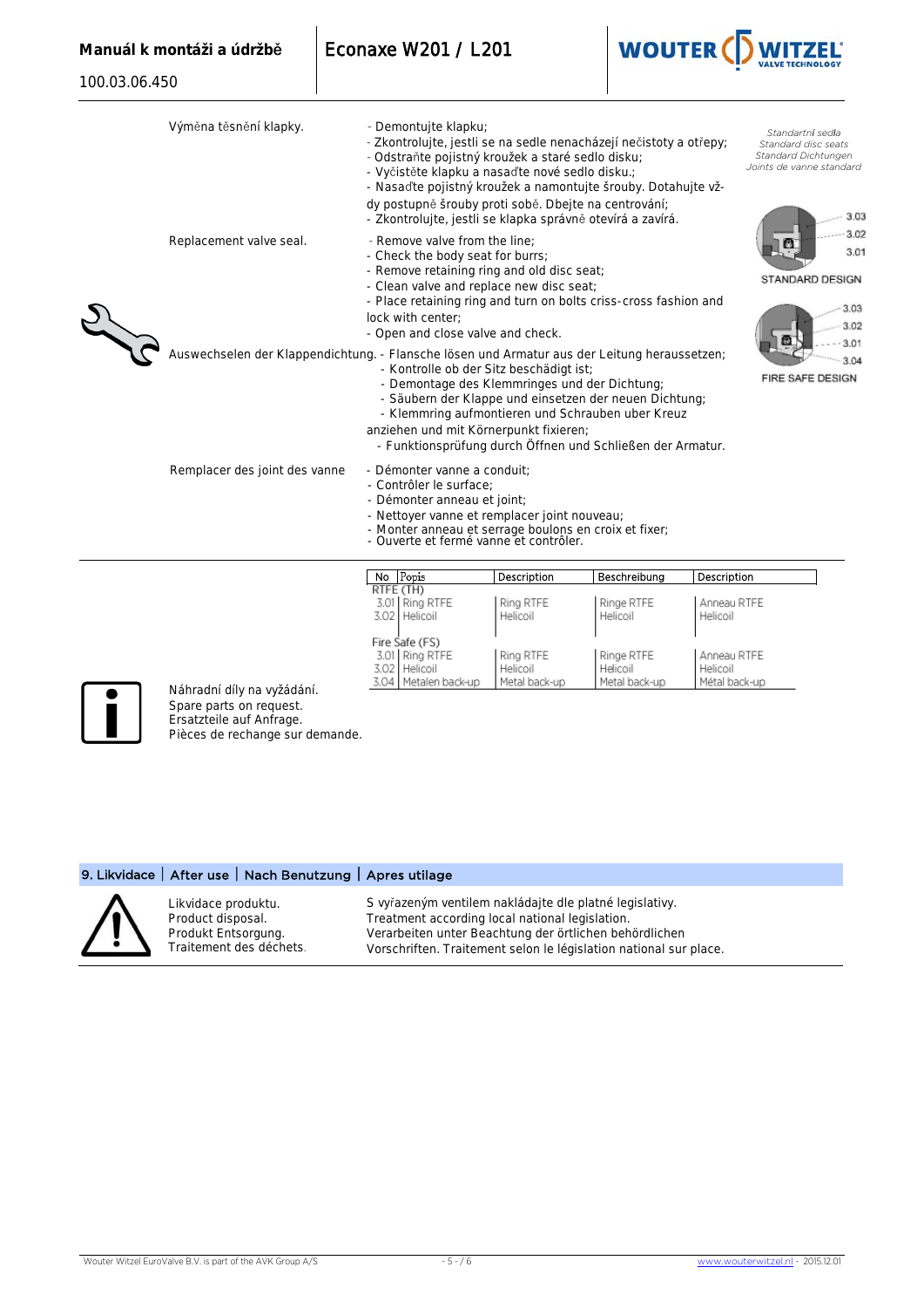Výměna těsnění klapky.

- Demontujte klapku;
- Zkontrolujte, jestli se na sedle nenacházejí nečistoty a otřepy;
- Odstraňte pojistný kroužek a staré sedlo disku;
- Vyčistěte klapku a nasaďte nové sedlo disku.;
- Nasaďte pojistný kroužek a namontujte šrouby. Dotahujte vždy postupně šrouby proti sobě. Dbejte na centrování;
- Zkontrolujte, jestli se klapka správně otevírá a zavírá.

Replacement valve seal.

- Remove valve from the line;
- Check the body seat for burrs;
- Remove retaining ring and old disc seat;
- Clean valve and replace new disc seat;
- Place retaining ring and turn on bolts criss-cross fashion and lock with center;
- Open and close valve and check.

Auswechselen der Klappendichtung.

- Flansche lösen und Armatur aus der Leitung heraussetzen;
- Kontrolle ob der Sitz beschädigt ist;
- Demontage des Klemmringes und der Dichtung;
- Säubern der Klappe und einsetzen der neuen Dichtung;
- Klemmring aufmontieren und Schrauben uber Kreuz anziehen und mit Körnerpunkt fixieren;
- Funktionsprüfung durch Öffnen und Schließen der Armatur.

Remplacer des joint des vanne

- Démonter vanne a conduit;
- Contrôler le surface;
- Démonter anneau et joint;
- Nettoyer vanne et remplacer joint nouveau;
- Monter anneau et serrage boulons en croix et fixer;
- Ouverte et fermé vanne et contrôler.

*Standartní sedla*
*Standard disc seats*
*Standard Dichtungen*
*Joints de vanne standard*

STANDARD DESIGN: 3.03, 3.02, 3.01

FIRE SAFE DESIGN: 3.03, 3.02, 3.01, 3.04

| No | Popis | Description | Beschreibung | Description |
|---|---|---|---|---|
| RTFE (TH) | | | | |
| 3.01 | Ring RTFE | Ring RTFE | Ringe RTFE | Anneau RTFE |
| 3.02 | Helicoil | Helicoil | Helicoil | Helicoil |
| Fire Safe (FS) | | | | |
| 3.01 | Ring RTFE | Ring RTFE | Ringe RTFE | Anneau RTFE |
| 3.02 | Helicoil | Helicoil | Helicoil | Helicoil |
| 3.04 | Metalen back-up | Metal back-up | Metal back-up | Métal back-up |

Náhradní díly na vyžádání.
Spare parts on request.
Ersatzteile auf Anfrage.
Pièces de rechange sur demande.

## 9. Likvidace | After use | Nach Benutzung | Apres utilage

Likvidace produktu.
Product disposal.
Produkt Entsorgung.
Traitement des déchets.

S vyřazeným ventilem nakládajte dle platné legislativy.
Treatment according local national legislation.
Verarbeiten unter Beachtung der örtlichen behördlichen Vorschriften. Traitement selon le législation national sur place.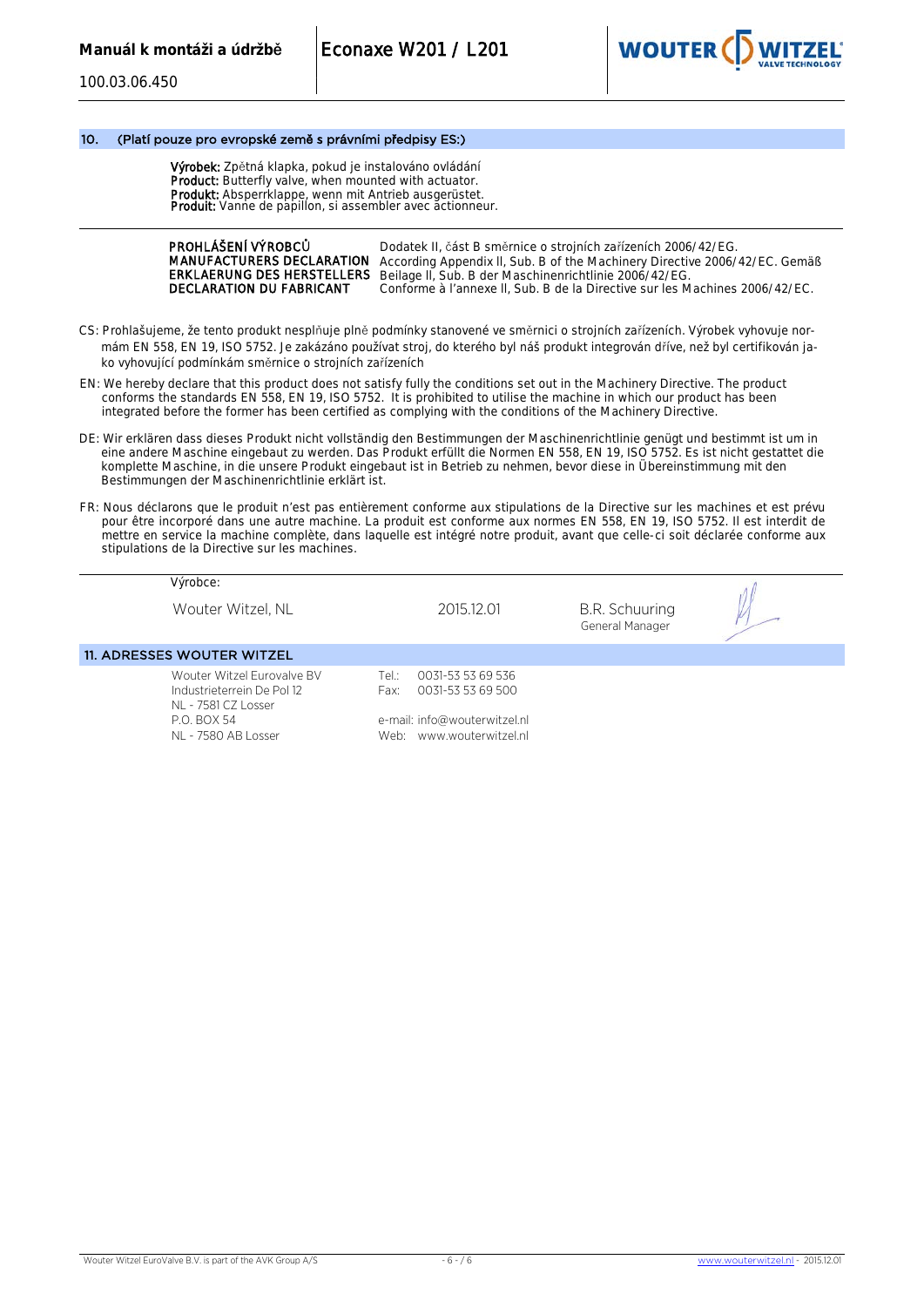## 10. (Platí pouze pro evropské země s právními předpisy ES:)

**Výrobek:** Zpětná klapka, pokud je instalováno ovládání
**Product:** Butterfly valve, when mounted with actuator.
**Produkt:** Absperrklappe, wenn mit Antrieb ausgerüstet.
**Produit:** Vanne de papillon, si assembler avec actionneur.

| | |
|---|---|
| PROHLÁŠENÍ VÝROBCŮ | Dodatek II, část B směrnice o strojních zařízeních 2006/42/EG. |
| MANUFACTURERS DECLARATION | According Appendix II, Sub. B of the Machinery Directive 2006/42/EC. Gemäß |
| ERKLAERUNG DES HERSTELLERS | Beilage II, Sub. B der Maschinenrichtlinie 2006/42/EG. |
| DECLARATION DU FABRICANT | Conforme à l'annexe II, Sub. B de la Directive sur les Machines 2006/42/EC. |

CS: Prohlašujeme, že tento produkt nesplňuje plně podmínky stanovené ve směrnici o strojních zařízeních. Výrobek vyhovuje normám EN 558, EN 19, ISO 5752. Je zakázáno používat stroj, do kterého byl náš produkt integrován dříve, než byl certifikován jako vyhovující podmínkám směrnice o strojních zařízeních

EN: We hereby declare that this product does not satisfy fully the conditions set out in the Machinery Directive. The product conforms the standards EN 558, EN 19, ISO 5752. It is prohibited to utilise the machine in which our product has been integrated before the former has been certified as complying with the conditions of the Machinery Directive.

DE: Wir erklären dass dieses Produkt nicht vollständig den Bestimmungen der Maschinenrichtlinie genügt und bestimmt ist um in eine andere Maschine eingebaut zu werden. Das Produkt erfüllt die Normen EN 558, EN 19, ISO 5752. Es ist nicht gestattet die komplette Maschine, in die unsere Produkt eingebaut ist in Betrieb zu nehmen, bevor diese in Übereinstimmung mit den Bestimmungen der Maschinenrichtlinie erklärt ist.

FR: Nous déclarons que le produit n'est pas entièrement conforme aux stipulations de la Directive sur les machines et est prévu pour être incorporé dans une autre machine. La produit est conforme aux normes EN 558, EN 19, ISO 5752. Il est interdit de mettre en service la machine complète, dans laquelle est intégré notre produit, avant que celle-ci soit déclarée conforme aux stipulations de la Directive sur les machines.

Výrobce:

| | | |
|---|---|---|
| Wouter Witzel, NL | 2015.12.01 | B.R. Schuuring<br>General Manager |

## 11. ADRESSES WOUTER WITZEL

Wouter Witzel Eurovalve BV
Industrieterrein De Pol 12
NL - 7581 CZ Losser
P.O. BOX 54
NL - 7580 AB Losser

Tel.: 0031-53 53 69 536
Fax: 0031-53 53 69 500

e-mail: info@wouterwitzel.nl
Web: www.wouterwitzel.nl